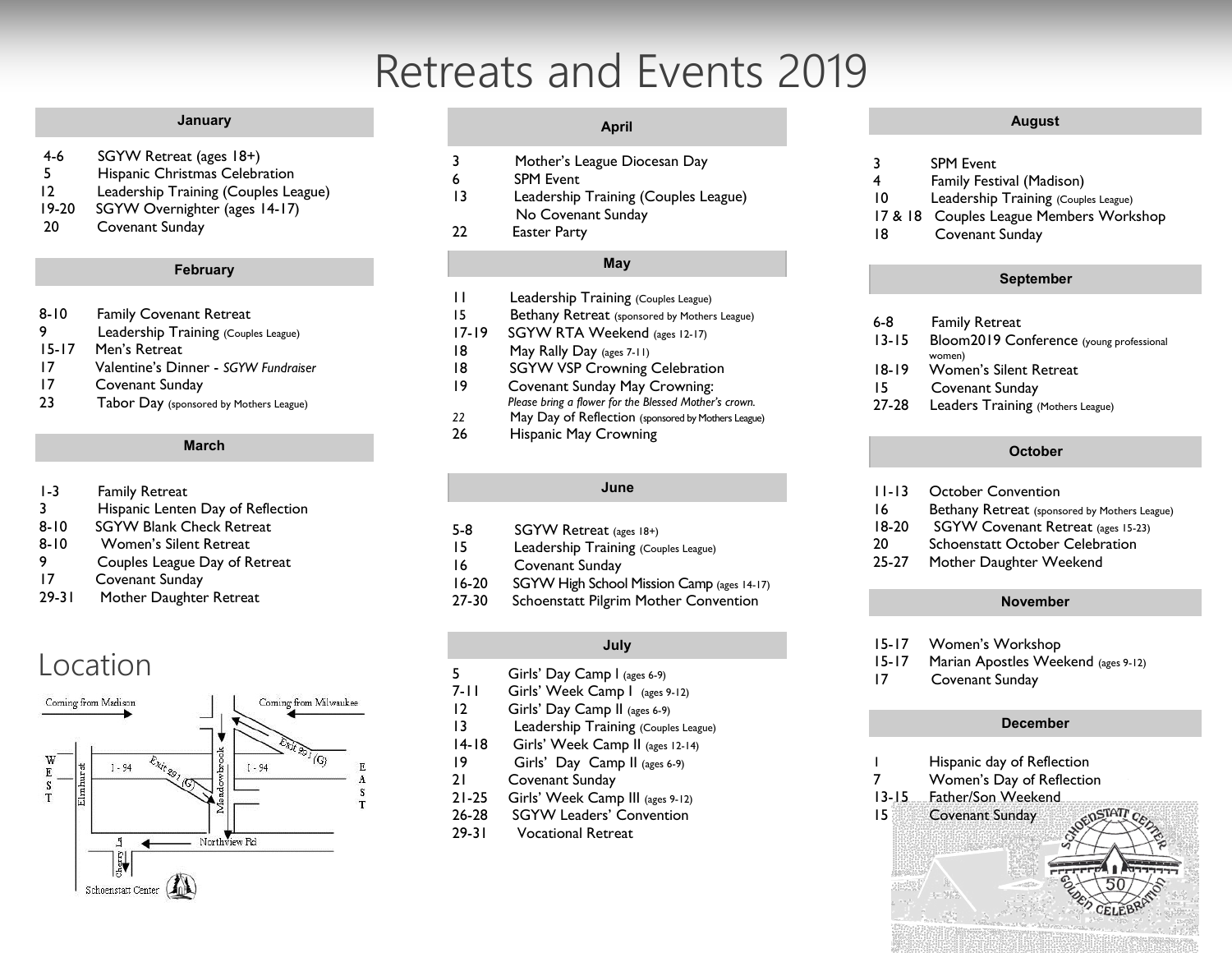# Retreats and Events 2019

## January

| | |
|---|---|
| 4-6 | SGYW Retreat (ages 18+) |
| 5 | Hispanic Christmas Celebration |
| 12 | Leadership Training (Couples League) |
| 19-20 | SGYW Overnighter (ages 14-17) |
| 20 | Covenant Sunday |

## February

| | |
|---|---|
| 8-10 | Family Covenant Retreat |
| 9 | Leadership Training (Couples League) |
| 15-17 | Men's Retreat |
| 17 | Valentine's Dinner - *SGYW Fundraiser* |
| 17 | Covenant Sunday |
| 23 | Tabor Day (sponsored by Mothers League) |

## March

| | |
|---|---|
| 1-3 | Family Retreat |
| 3 | Hispanic Lenten Day of Reflection |
| 8-10 | SGYW Blank Check Retreat |
| 8-10 | Women's Silent Retreat |
| 9 | Couples League Day of Retreat |
| 17 | Covenant Sunday |
| 29-31 | Mother Daughter Retreat |

## Location

Coming from Madison — Coming from Milwaukee — I - 94 — Exit 291 (G) — Meadowbrook — Elmhurst — WEST — EAST — Northview Rd — Cherry Ln — Schoenstatt Center

## April

| | |
|---|---|
| 3 | Mother's League Diocesan Day |
| 6 | SPM Event |
| 13 | Leadership Training (Couples League) |
| | No Covenant Sunday |
| 22 | Easter Party |

## May

| | |
|---|---|
| 11 | Leadership Training (Couples League) |
| 15 | Bethany Retreat (sponsored by Mothers League) |
| 17-19 | SGYW RTA Weekend (ages 12-17) |
| 18 | May Rally Day (ages 7-11) |
| 18 | SGYW VSP Crowning Celebration |
| 19 | Covenant Sunday May Crowning: *Please bring a flower for the Blessed Mother's crown.* |
| *22* | May Day of Reflection (sponsored by Mothers League) |
| 26 | Hispanic May Crowning |

## June

| | |
|---|---|
| 5-8 | SGYW Retreat (ages 18+) |
| 15 | Leadership Training (Couples League) |
| 16 | Covenant Sunday |
| 16-20 | SGYW High School Mission Camp (ages 14-17) |
| 27-30 | Schoenstatt Pilgrim Mother Convention |

## July

| | |
|---|---|
| 5 | Girls' Day Camp I (ages 6-9) |
| 7-11 | Girls' Week Camp I (ages 9-12) |
| 12 | Girls' Day Camp II (ages 6-9) |
| 13 | Leadership Training (Couples League) |
| 14-18 | Girls' Week Camp II (ages 12-14) |
| 19 | Girls' Day Camp II (ages 6-9) |
| 21 | Covenant Sunday |
| 21-25 | Girls' Week Camp III (ages 9-12) |
| 26-28 | SGYW Leaders' Convention |
| 29-31 | Vocational Retreat |

## August

| | |
|---|---|
| 3 | SPM Event |
| 4 | Family Festival (Madison) |
| 10 | Leadership Training (Couples League) |
| 17 & 18 | Couples League Members Workshop |
| 18 | Covenant Sunday |

## September

| | |
|---|---|
| 6-8 | Family Retreat |
| 13-15 | Bloom2019 Conference (young professional women) |
| 18-19 | Women's Silent Retreat |
| 15 | Covenant Sunday |
| 27-28 | Leaders Training (Mothers League) |

## October

| | |
|---|---|
| 11-13 | October Convention |
| 16 | Bethany Retreat (sponsored by Mothers League) |
| 18-20 | SGYW Covenant Retreat (ages 15-23) |
| 20 | Schoenstatt October Celebration |
| 25-27 | Mother Daughter Weekend |

## November

| | |
|---|---|
| 15-17 | Women's Workshop |
| 15-17 | Marian Apostles Weekend (ages 9-12) |
| 17 | Covenant Sunday |

## December

| | |
|---|---|
| 1 | Hispanic day of Reflection |
| 7 | Women's Day of Reflection |
| 13-15 | Father/Son Weekend |
| 15 | Covenant Sunday |

Schoenstatt Center Golden Celebration 50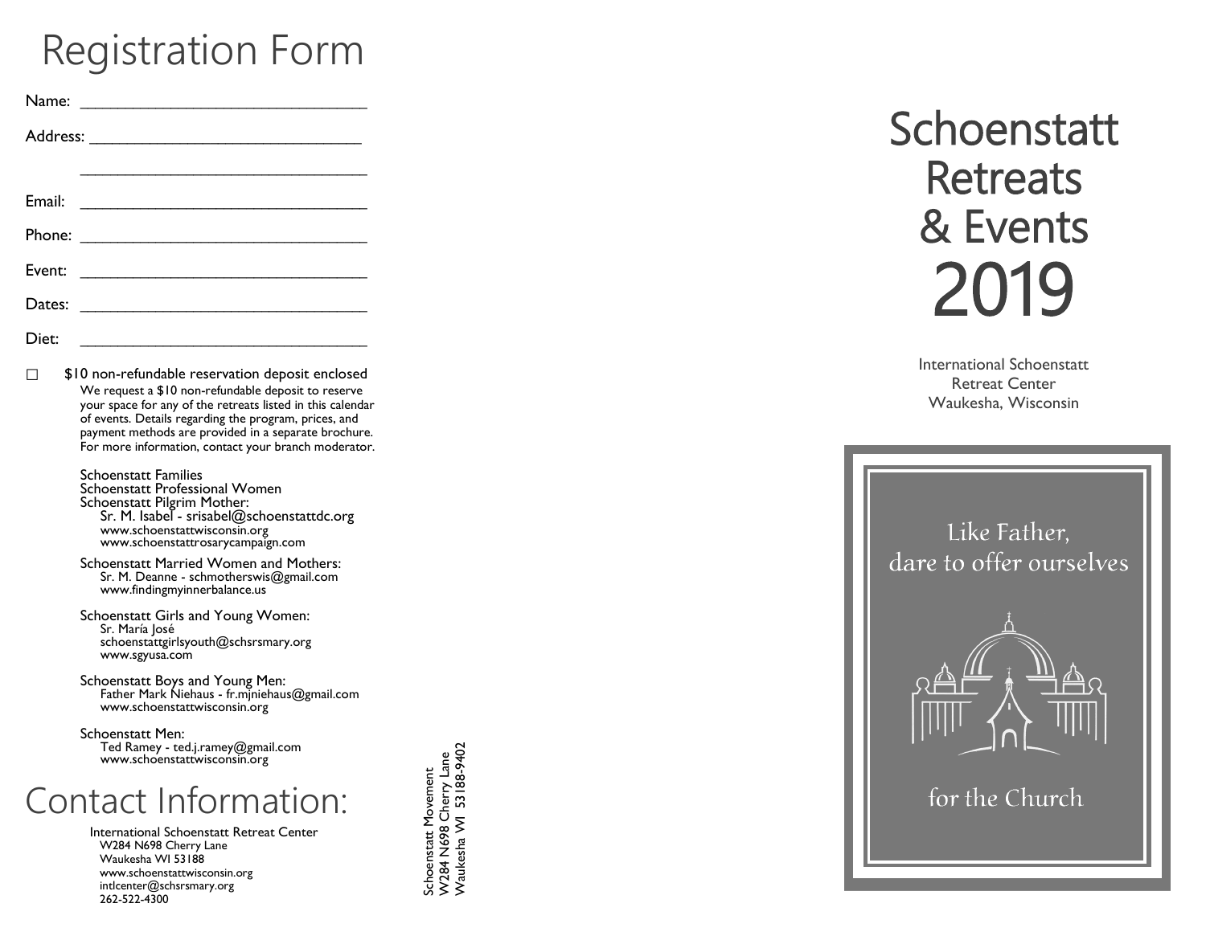# Registration Form

Name: ________________________________

Address: ______________________________

________________________________

Email: ________________________________

Phone: ________________________________

Event: ________________________________

Dates: ________________________________

Diet: ________________________________

☐ $10 non-refundable reservation deposit enclosed

We request a $10 non-refundable deposit to reserve your space for any of the retreats listed in this calendar of events. Details regarding the program, prices, and payment methods are provided in a separate brochure. For more information, contact your branch moderator.

Schoenstatt Families
Schoenstatt Professional Women
Schoenstatt Pilgrim Mother:
Sr. M. Isabel - srisabel@schoenstattdc.org
www.schoenstattwisconsin.org
www.schoenstattrosarycampaign.com

Schoenstatt Married Women and Mothers:
Sr. M. Deanne - schmotherswis@gmail.com
www.findingmyinnerbalance.us

Schoenstatt Girls and Young Women:
Sr. María José
schoenstattgirlsyouth@schsrsmary.org
www.sgyusa.com

Schoenstatt Boys and Young Men:
Father Mark Niehaus - fr.mjniehaus@gmail.com
www.schoenstattwisconsin.org

Schoenstatt Men:
Ted Ramey - ted.j.ramey@gmail.com
www.schoenstattwisconsin.org

# Contact Information:

International Schoenstatt Retreat Center
W284 N698 Cherry Lane
Waukesha WI 53188
www.schoenstattwisconsin.org
intlcenter@schsrsmary.org
262-522-4300

Schoenstatt Movement
W284 N698 Cherry Lane
Waukesha WI 53188-9402

# Schoenstatt Retreats & Events 2019

International Schoenstatt
Retreat Center
Waukesha, Wisconsin

Like Father,
dare to offer ourselves

for the Church